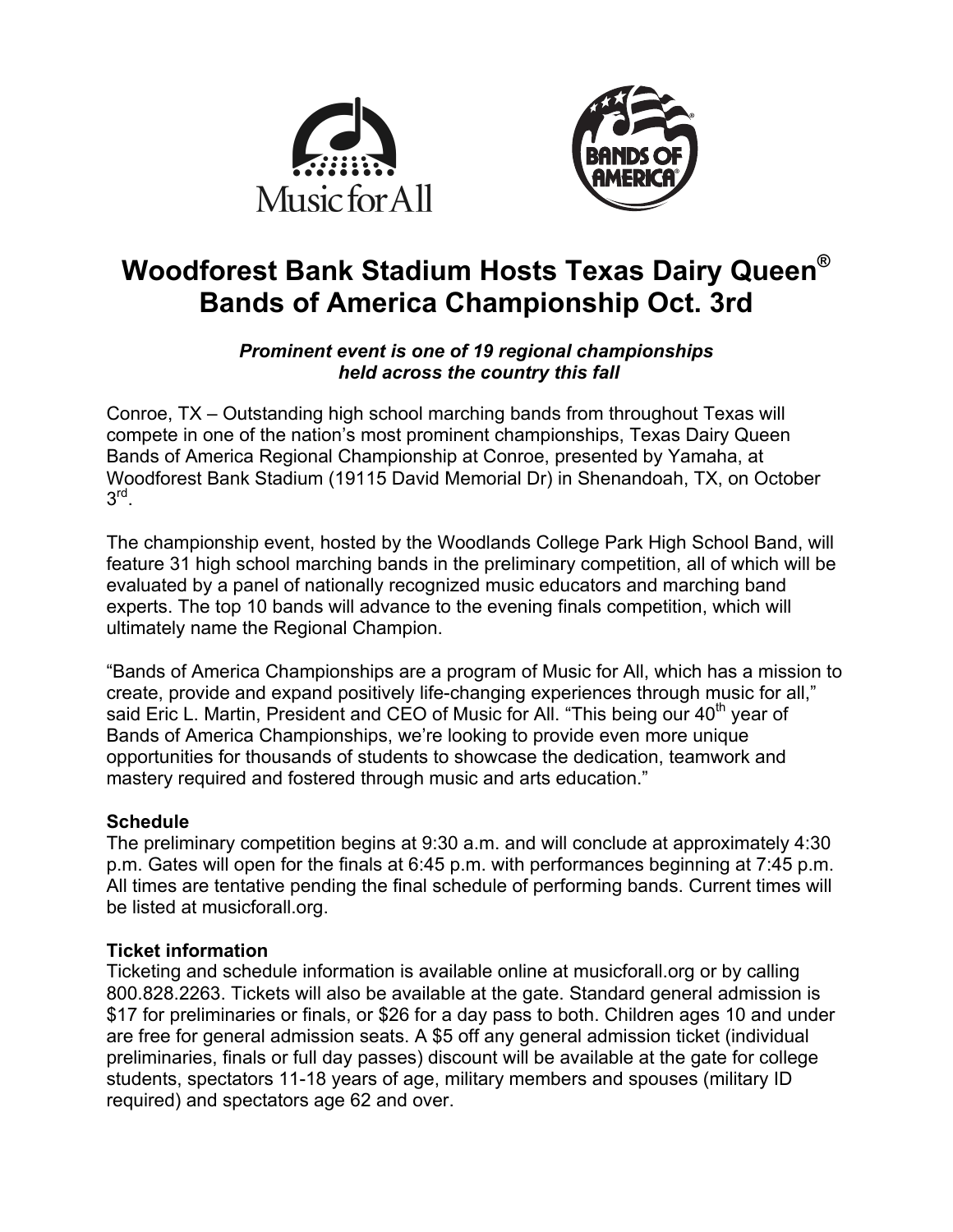# Woodforest Bank Stadium Hosts Texas Dairy Queen® Bands of America Championship Oct. 3rd

***Prominent event is one of 19 regional championships held across the country this fall***

Conroe, TX – Outstanding high school marching bands from throughout Texas will compete in one of the nation's most prominent championships, Texas Dairy Queen Bands of America Regional Championship at Conroe, presented by Yamaha, at Woodforest Bank Stadium (19115 David Memorial Dr) in Shenandoah, TX, on October 3rd.

The championship event, hosted by the Woodlands College Park High School Band, will feature 31 high school marching bands in the preliminary competition, all of which will be evaluated by a panel of nationally recognized music educators and marching band experts. The top 10 bands will advance to the evening finals competition, which will ultimately name the Regional Champion.

"Bands of America Championships are a program of Music for All, which has a mission to create, provide and expand positively life-changing experiences through music for all," said Eric L. Martin, President and CEO of Music for All. "This being our 40th year of Bands of America Championships, we're looking to provide even more unique opportunities for thousands of students to showcase the dedication, teamwork and mastery required and fostered through music and arts education."

**Schedule**

The preliminary competition begins at 9:30 a.m. and will conclude at approximately 4:30 p.m. Gates will open for the finals at 6:45 p.m. with performances beginning at 7:45 p.m. All times are tentative pending the final schedule of performing bands. Current times will be listed at musicforall.org.

**Ticket information**

Ticketing and schedule information is available online at musicforall.org or by calling 800.828.2263. Tickets will also be available at the gate. Standard general admission is $17 for preliminaries or finals, or $26 for a day pass to both. Children ages 10 and under are free for general admission seats. A $5 off any general admission ticket (individual preliminaries, finals or full day passes) discount will be available at the gate for college students, spectators 11-18 years of age, military members and spouses (military ID required) and spectators age 62 and over.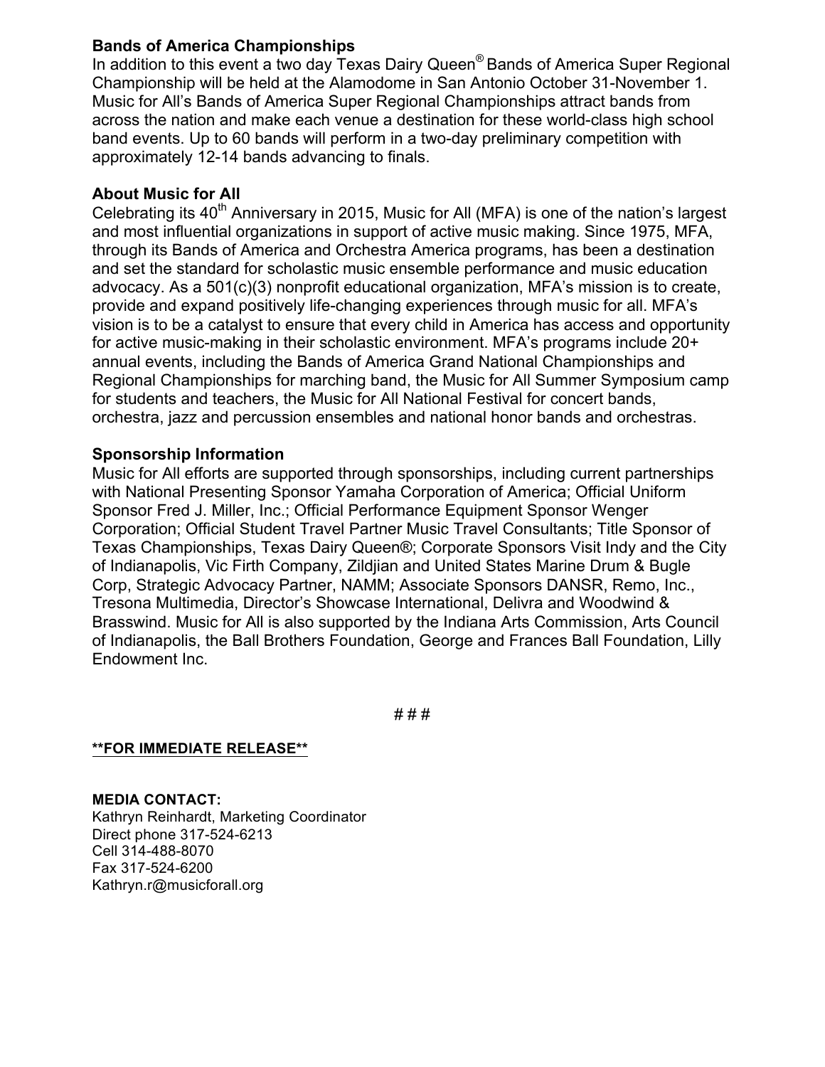**Bands of America Championships**
In addition to this event a two day Texas Dairy Queen® Bands of America Super Regional Championship will be held at the Alamodome in San Antonio October 31-November 1. Music for All's Bands of America Super Regional Championships attract bands from across the nation and make each venue a destination for these world-class high school band events. Up to 60 bands will perform in a two-day preliminary competition with approximately 12-14 bands advancing to finals.

**About Music for All**
Celebrating its 40th Anniversary in 2015, Music for All (MFA) is one of the nation's largest and most influential organizations in support of active music making. Since 1975, MFA, through its Bands of America and Orchestra America programs, has been a destination and set the standard for scholastic music ensemble performance and music education advocacy. As a 501(c)(3) nonprofit educational organization, MFA's mission is to create, provide and expand positively life-changing experiences through music for all. MFA's vision is to be a catalyst to ensure that every child in America has access and opportunity for active music-making in their scholastic environment. MFA's programs include 20+ annual events, including the Bands of America Grand National Championships and Regional Championships for marching band, the Music for All Summer Symposium camp for students and teachers, the Music for All National Festival for concert bands, orchestra, jazz and percussion ensembles and national honor bands and orchestras.

**Sponsorship Information**
Music for All efforts are supported through sponsorships, including current partnerships with National Presenting Sponsor Yamaha Corporation of America; Official Uniform Sponsor Fred J. Miller, Inc.; Official Performance Equipment Sponsor Wenger Corporation; Official Student Travel Partner Music Travel Consultants; Title Sponsor of Texas Championships, Texas Dairy Queen®; Corporate Sponsors Visit Indy and the City of Indianapolis, Vic Firth Company, Zildjian and United States Marine Drum & Bugle Corp, Strategic Advocacy Partner, NAMM; Associate Sponsors DANSR, Remo, Inc., Tresona Multimedia, Director's Showcase International, Delivra and Woodwind & Brasswind. Music for All is also supported by the Indiana Arts Commission, Arts Council of Indianapolis, the Ball Brothers Foundation, George and Frances Ball Foundation, Lilly Endowment Inc.

# # #

**\*\*FOR IMMEDIATE RELEASE\*\***

**MEDIA CONTACT:**
Kathryn Reinhardt, Marketing Coordinator
Direct phone 317-524-6213
Cell 314-488-8070
Fax 317-524-6200
Kathryn.r@musicforall.org